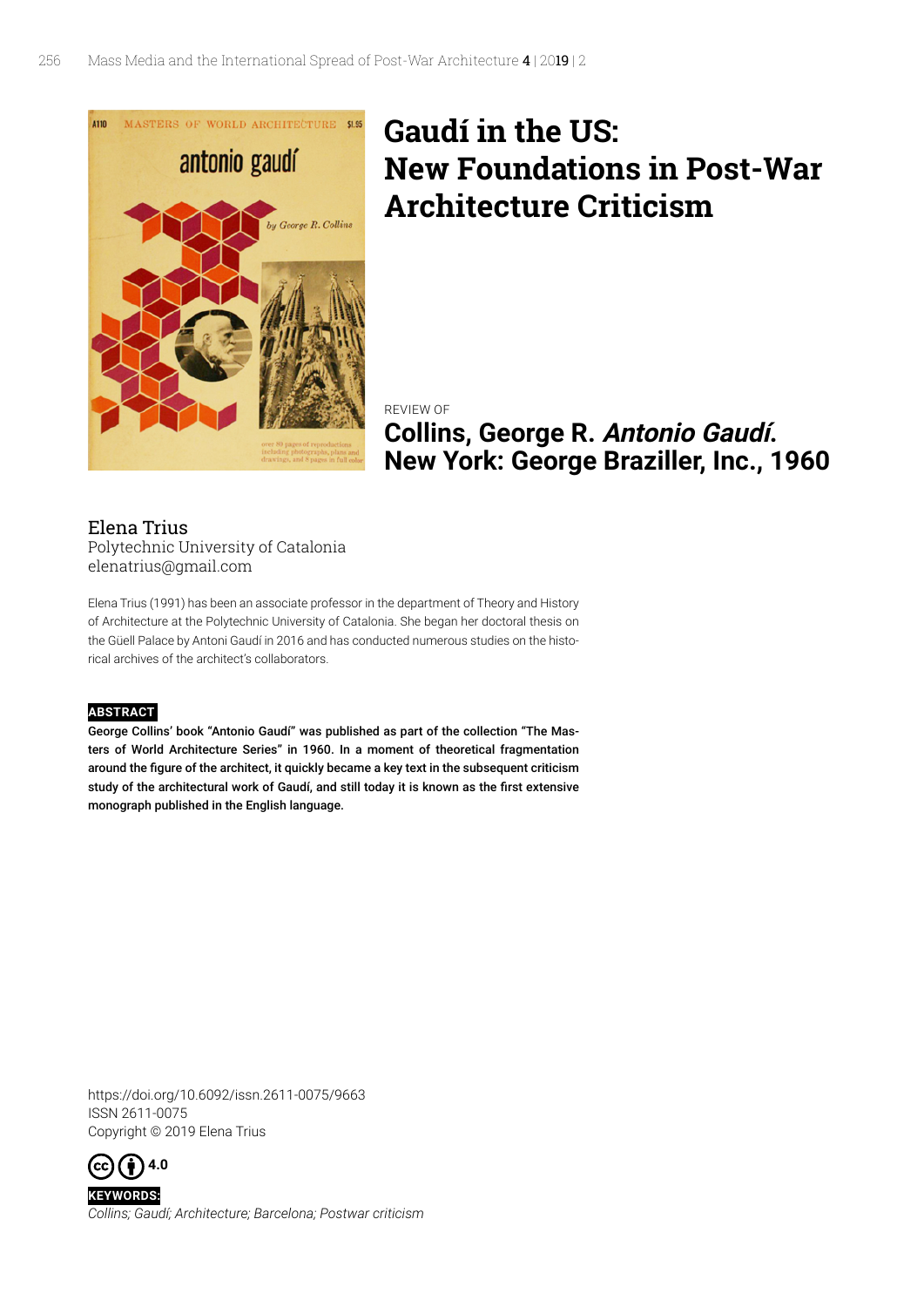# Gaudí in the US: New Foundations in Post-War Architecture Criticism

REVIEW OF

## Collins, George R. *Antonio Gaudí*. New York: George Braziller, Inc., 1960

Elena Trius
Polytechnic University of Catalonia
elenatrius@gmail.com

Elena Trius (1991) has been an associate professor in the department of Theory and History of Architecture at the Polytechnic University of Catalonia. She began her doctoral thesis on the Güell Palace by Antoni Gaudí in 2016 and has conducted numerous studies on the historical archives of the architect's collaborators.

**ABSTRACT**

**George Collins' book "Antonio Gaudí" was published as part of the collection "The Masters of World Architecture Series" in 1960. In a moment of theoretical fragmentation around the figure of the architect, it quickly became a key text in the subsequent criticism study of the architectural work of Gaudí, and still today it is known as the first extensive monograph published in the English language.**

https://doi.org/10.6092/issn.2611-0075/9663
ISSN 2611-0075
Copyright © 2019 Elena Trius

4.0

**KEYWORDS:**
*Collins; Gaudí; Architecture; Barcelona; Postwar criticism*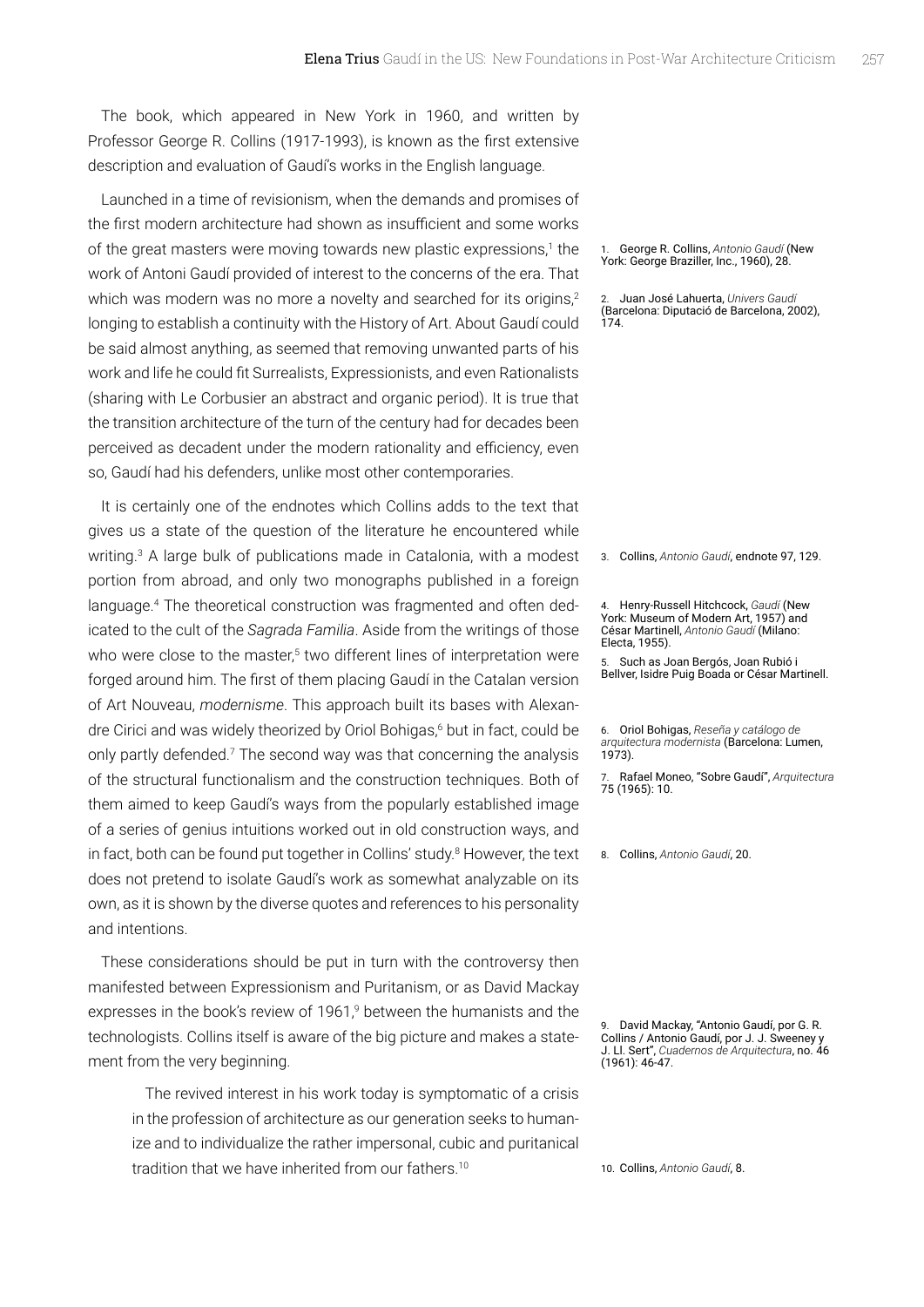The book, which appeared in New York in 1960, and written by Professor George R. Collins (1917-1993), is known as the first extensive description and evaluation of Gaudí's works in the English language.

Launched in a time of revisionism, when the demands and promises of the first modern architecture had shown as insufficient and some works of the great masters were moving towards new plastic expressions,[1] the work of Antoni Gaudí provided of interest to the concerns of the era. That which was modern was no more a novelty and searched for its origins,[2] longing to establish a continuity with the History of Art. About Gaudí could be said almost anything, as seemed that removing unwanted parts of his work and life he could fit Surrealists, Expressionists, and even Rationalists (sharing with Le Corbusier an abstract and organic period). It is true that the transition architecture of the turn of the century had for decades been perceived as decadent under the modern rationality and efficiency, even so, Gaudí had his defenders, unlike most other contemporaries.

It is certainly one of the endnotes which Collins adds to the text that gives us a state of the question of the literature he encountered while writing.[3] A large bulk of publications made in Catalonia, with a modest portion from abroad, and only two monographs published in a foreign language.[4] The theoretical construction was fragmented and often dedicated to the cult of the *Sagrada Familia*. Aside from the writings of those who were close to the master,[5] two different lines of interpretation were forged around him. The first of them placing Gaudí in the Catalan version of Art Nouveau, *modernisme*. This approach built its bases with Alexandre Cirici and was widely theorized by Oriol Bohigas,[6] but in fact, could be only partly defended.[7] The second way was that concerning the analysis of the structural functionalism and the construction techniques. Both of them aimed to keep Gaudí's ways from the popularly established image of a series of genius intuitions worked out in old construction ways, and in fact, both can be found put together in Collins' study.[8] However, the text does not pretend to isolate Gaudí's work as somewhat analyzable on its own, as it is shown by the diverse quotes and references to his personality and intentions.

These considerations should be put in turn with the controversy then manifested between Expressionism and Puritanism, or as David Mackay expresses in the book's review of 1961,[9] between the humanists and the technologists. Collins itself is aware of the big picture and makes a statement from the very beginning.

> The revived interest in his work today is symptomatic of a crisis in the profession of architecture as our generation seeks to humanize and to individualize the rather impersonal, cubic and puritanical tradition that we have inherited from our fathers.[10]

1. George R. Collins, *Antonio Gaudí* (New York: George Braziller, Inc., 1960), 28.

2. Juan José Lahuerta, *Univers Gaudí* (Barcelona: Diputació de Barcelona, 2002), 174.

3. Collins, *Antonio Gaudí*, endnote 97, 129.

4. Henry-Russell Hitchcock, *Gaudí* (New York: Museum of Modern Art, 1957) and César Martinell, *Antonio Gaudí* (Milano: Electa, 1955).

5. Such as Joan Bergós, Joan Rubió i Bellver, Isidre Puig Boada or César Martinell.

6. Oriol Bohigas, *Reseña y catálogo de arquitectura modernista* (Barcelona: Lumen, 1973).

7. Rafael Moneo, "Sobre Gaudí", *Arquitectura* 75 (1965): 10.

8. Collins, *Antonio Gaudí*, 20.

9. David Mackay, "Antonio Gaudí, por G. R. Collins / Antonio Gaudí, por J. J. Sweeney y J. Ll. Sert", *Cuadernos de Arquitectura*, no. 46 (1961): 46-47.

10. Collins, *Antonio Gaudí*, 8.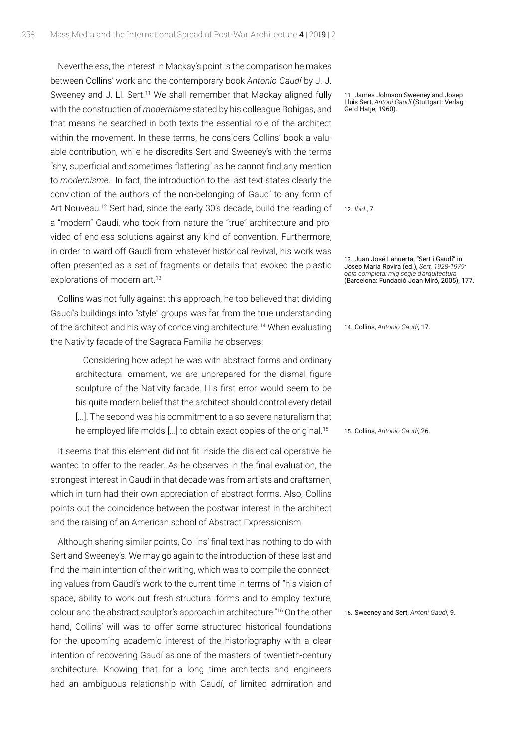Nevertheless, the interest in Mackay's point is the comparison he makes between Collins' work and the contemporary book *Antonio Gaudí* by J. J. Sweeney and J. Ll. Sert.[11] We shall remember that Mackay aligned fully with the construction of *modernisme* stated by his colleague Bohigas, and that means he searched in both texts the essential role of the architect within the movement. In these terms, he considers Collins' book a valuable contribution, while he discredits Sert and Sweeney's with the terms "shy, superficial and sometimes flattering" as he cannot find any mention to *modernisme*. In fact, the introduction to the last text states clearly the conviction of the authors of the non-belonging of Gaudí to any form of Art Nouveau.[12] Sert had, since the early 30's decade, build the reading of a "modern" Gaudí, who took from nature the "true" architecture and provided of endless solutions against any kind of convention. Furthermore, in order to ward off Gaudí from whatever historical revival, his work was often presented as a set of fragments or details that evoked the plastic explorations of modern art.[13]

Collins was not fully against this approach, he too believed that dividing Gaudí's buildings into "style" groups was far from the true understanding of the architect and his way of conceiving architecture.[14] When evaluating the Nativity facade of the Sagrada Familia he observes:

> Considering how adept he was with abstract forms and ordinary architectural ornament, we are unprepared for the dismal figure sculpture of the Nativity facade. His first error would seem to be his quite modern belief that the architect should control every detail [...]. The second was his commitment to a so severe naturalism that he employed life molds [...] to obtain exact copies of the original.[15]

It seems that this element did not fit inside the dialectical operative he wanted to offer to the reader. As he observes in the final evaluation, the strongest interest in Gaudí in that decade was from artists and craftsmen, which in turn had their own appreciation of abstract forms. Also, Collins points out the coincidence between the postwar interest in the architect and the raising of an American school of Abstract Expressionism.

Although sharing similar points, Collins' final text has nothing to do with Sert and Sweeney's. We may go again to the introduction of these last and find the main intention of their writing, which was to compile the connecting values from Gaudí's work to the current time in terms of "his vision of space, ability to work out fresh structural forms and to employ texture, colour and the abstract sculptor's approach in architecture."[16] On the other hand, Collins' will was to offer some structured historical foundations for the upcoming academic interest of the historiography with a clear intention of recovering Gaudí as one of the masters of twentieth-century architecture. Knowing that for a long time architects and engineers had an ambiguous relationship with Gaudí, of limited admiration and

11. James Johnson Sweeney and Josep Lluis Sert, *Antoni Gaudí* (Stuttgart: Verlag Gerd Hatje, 1960).

12. *Ibid.*, 7.

13. Juan José Lahuerta, "Sert i Gaudí" in Josep Maria Rovira (ed.), *Sert, 1928-1979: obra completa: mig segle d'arquitectura* (Barcelona: Fundació Joan Miró, 2005), 177.

14. Collins, *Antonio Gaudí*, 17.

15. Collins, *Antonio Gaudí*, 26.

16. Sweeney and Sert, *Antoni Gaudí*, 9.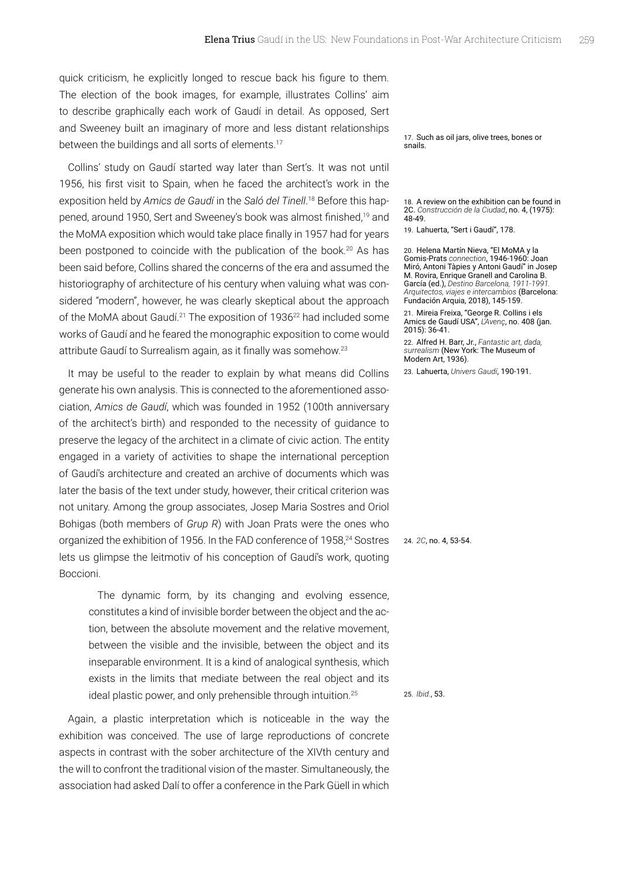quick criticism, he explicitly longed to rescue back his figure to them. The election of the book images, for example, illustrates Collins' aim to describe graphically each work of Gaudí in detail. As opposed, Sert and Sweeney built an imaginary of more and less distant relationships between the buildings and all sorts of elements.[17]

Collins' study on Gaudí started way later than Sert's. It was not until 1956, his first visit to Spain, when he faced the architect's work in the exposition held by *Amics de Gaudí* in the *Saló del Tinell*.[18] Before this happened, around 1950, Sert and Sweeney's book was almost finished,[19] and the MoMA exposition which would take place finally in 1957 had for years been postponed to coincide with the publication of the book.[20] As has been said before, Collins shared the concerns of the era and assumed the historiography of architecture of his century when valuing what was considered "modern", however, he was clearly skeptical about the approach of the MoMA about Gaudí.[21] The exposition of 1936[22] had included some works of Gaudí and he feared the monographic exposition to come would attribute Gaudí to Surrealism again, as it finally was somehow.[23]

It may be useful to the reader to explain by what means did Collins generate his own analysis. This is connected to the aforementioned association, *Amics de Gaudí*, which was founded in 1952 (100th anniversary of the architect's birth) and responded to the necessity of guidance to preserve the legacy of the architect in a climate of civic action. The entity engaged in a variety of activities to shape the international perception of Gaudí's architecture and created an archive of documents which was later the basis of the text under study, however, their critical criterion was not unitary. Among the group associates, Josep Maria Sostres and Oriol Bohigas (both members of *Grup R*) with Joan Prats were the ones who organized the exhibition of 1956. In the FAD conference of 1958,[24] Sostres lets us glimpse the leitmotiv of his conception of Gaudí's work, quoting Boccioni.

> The dynamic form, by its changing and evolving essence, constitutes a kind of invisible border between the object and the action, between the absolute movement and the relative movement, between the visible and the invisible, between the object and its inseparable environment. It is a kind of analogical synthesis, which exists in the limits that mediate between the real object and its ideal plastic power, and only prehensible through intuition.[25]

Again, a plastic interpretation which is noticeable in the way the exhibition was conceived. The use of large reproductions of concrete aspects in contrast with the sober architecture of the XIVth century and the will to confront the traditional vision of the master. Simultaneously, the association had asked Dalí to offer a conference in the Park Güell in which

---

17. Such as oil jars, olive trees, bones or snails.

18. A review on the exhibition can be found in 2C. *Construcción de la Ciudad*, no. 4, (1975): 48-49.

19. Lahuerta, "Sert i Gaudí", 178.

20. Helena Martín Nieva, "El MoMA y la Gomis-Prats *connection*, 1946-1960: Joan Miró, Antoni Tàpies y Antoni Gaudí" in Josep M. Rovira, Enrique Granell and Carolina B. García (ed.), *Destino Barcelona, 1911-1991. Arquitectos, viajes e intercambios* (Barcelona: Fundación Arquia, 2018), 145-159.

21. Mireia Freixa, "George R. Collins i els Amics de Gaudí USA", *L'Avenç*, no. 408 (jan. 2015): 36-41.

22. Alfred H. Barr, Jr., *Fantastic art, dada, surrealism* (New York: The Museum of Modern Art, 1936).

23. Lahuerta, *Univers Gaudí*, 190-191.

24. *2C*, no. 4, 53-54.

25. *Ibid.*, 53.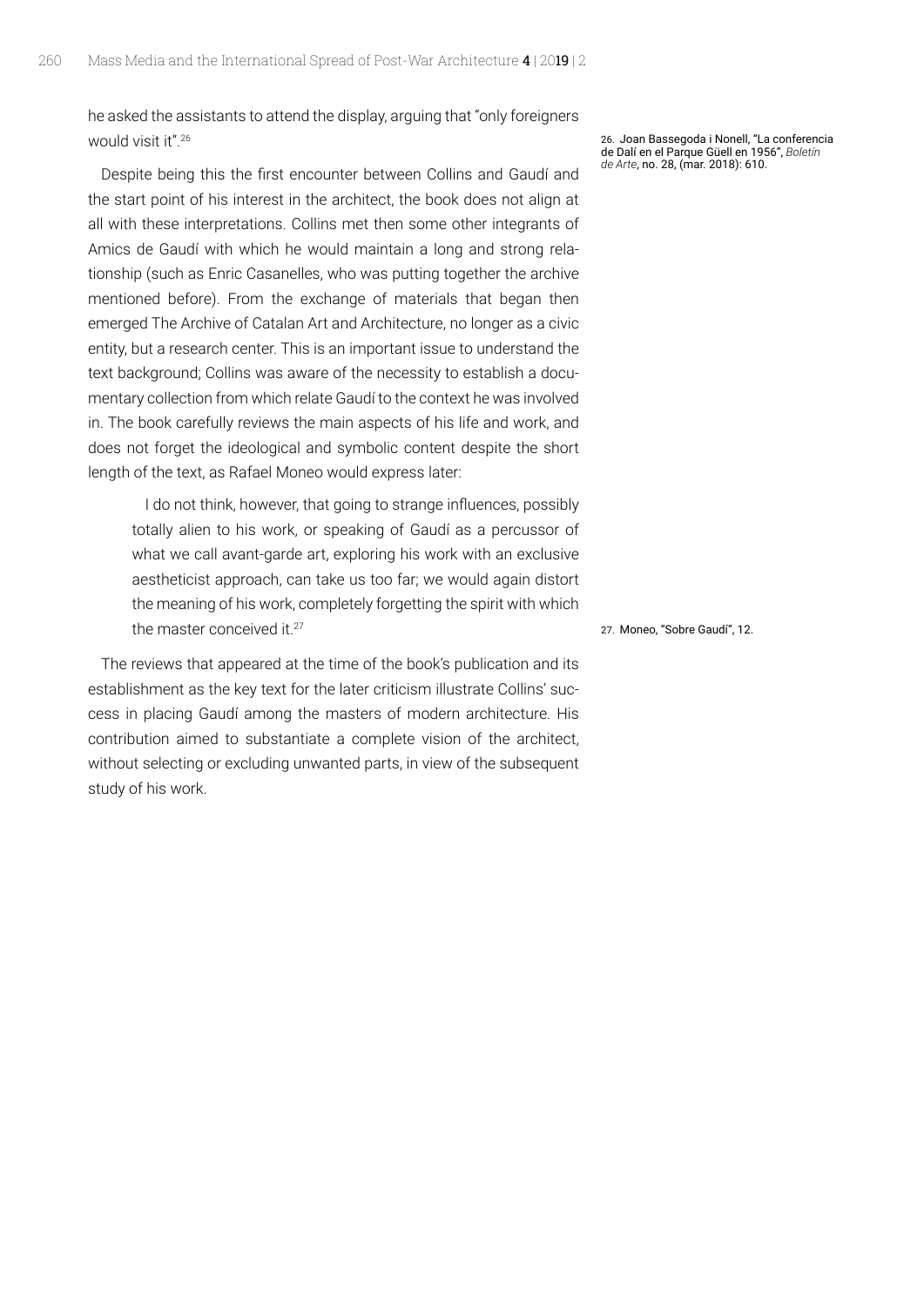he asked the assistants to attend the display, arguing that "only foreigners would visit it".[26]

Despite being this the first encounter between Collins and Gaudí and the start point of his interest in the architect, the book does not align at all with these interpretations. Collins met then some other integrants of Amics de Gaudí with which he would maintain a long and strong relationship (such as Enric Casanelles, who was putting together the archive mentioned before). From the exchange of materials that began then emerged The Archive of Catalan Art and Architecture, no longer as a civic entity, but a research center. This is an important issue to understand the text background; Collins was aware of the necessity to establish a documentary collection from which relate Gaudí to the context he was involved in. The book carefully reviews the main aspects of his life and work, and does not forget the ideological and symbolic content despite the short length of the text, as Rafael Moneo would express later:

> I do not think, however, that going to strange influences, possibly totally alien to his work, or speaking of Gaudí as a percussor of what we call avant-garde art, exploring his work with an exclusive aestheticist approach, can take us too far; we would again distort the meaning of his work, completely forgetting the spirit with which the master conceived it.[27]

The reviews that appeared at the time of the book's publication and its establishment as the key text for the later criticism illustrate Collins' success in placing Gaudí among the masters of modern architecture. His contribution aimed to substantiate a complete vision of the architect, without selecting or excluding unwanted parts, in view of the subsequent study of his work.

26. Joan Bassegoda i Nonell, "La conferencia de Dalí en el Parque Güell en 1956", *Boletín de Arte*, no. 28, (mar. 2018): 610.

27. Moneo, "Sobre Gaudí", 12.